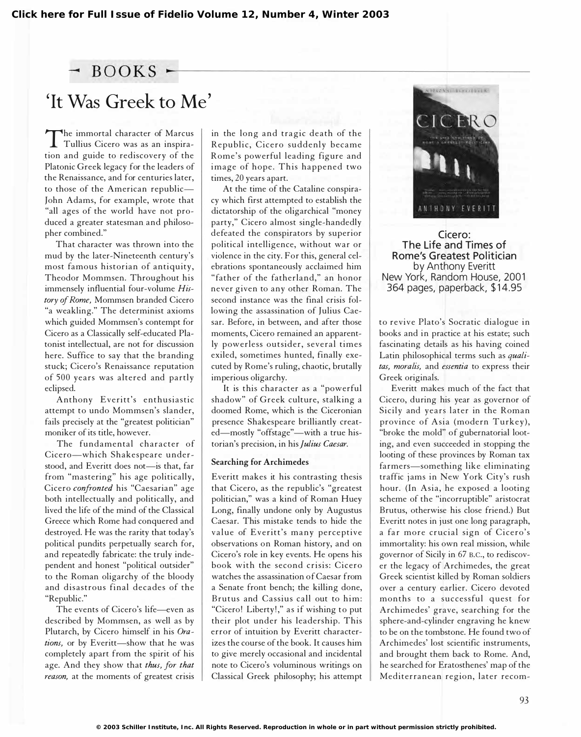## BOOKS

# 'It Was Greek to Me'

The immortal character of Marcus Tullius Cicero was as an inspiration and guide to rediscovery of the Platonic Greek legacy for the leaders of the Renaissance, and for centuries later, to those of the American republic—John Adams, for example, wrote that "all ages of the world have not produced a greater statesman and philosopher combined."

That character was thrown into the mud by the later-Nineteenth century's most famous historian of antiquity, Theodor Mommsen. Throughout his immensely influential four-volume *History of Rome,* Mommsen branded Cicero "a weakling." The determinist axioms which guided Mommsen's contempt for Cicero as a Classically self-educated Platonist intellectual, are not for discussion here. Suffice to say that the branding stuck; Cicero's Renaissance reputation of 500 years was altered and partly eclipsed.

Anthony Everitt's enthusiastic attempt to undo Mommsen's slander, fails precisely at the "greatest politician" moniker of its title, however.

The fundamental character of Cicero—which Shakespeare understood, and Everitt does not—is that, far from "mastering" his age politically, Cicero *confronted* his "Caesarian" age both intellectually and politically, and lived the life of the mind of the Classical Greece which Rome had conquered and destroyed. He was the rarity that today's political pundits perpetually search for, and repeatedly fabricate: the truly independent and honest "political outsider" to the Roman oligarchy of the bloody and disastrous final decades of the "Republic."

The events of Cicero's life—even as described by Mommsen, as well as by Plutarch, by Cicero himself in his *Orations,* or by Everitt—show that he was completely apart from the spirit of his age. And they show that ***thus, for that reason,*** at the moments of greatest crisis in the long and tragic death of the Republic, Cicero suddenly became Rome's powerful leading figure and image of hope. This happened two times, 20 years apart.

At the time of the Cataline conspiracy which first attempted to establish the dictatorship of the oligarchical "money party," Cicero almost single-handedly defeated the conspirators by superior political intelligence, without war or violence in the city. For this, general celebrations spontaneously acclaimed him "father of the fatherland," an honor never given to any other Roman. The second instance was the final crisis following the assassination of Julius Caesar. Before, in between, and after those moments, Cicero remained an apparently powerless outsider, several times exiled, sometimes hunted, finally executed by Rome's ruling, chaotic, brutally imperious oligarchy.

It is this character as a "powerful shadow" of Greek culture, stalking a doomed Rome, which is the Ciceronian presence Shakespeare brilliantly created—mostly "offstage"—with a true historian's precision, in his *Julius Caesar.*

### Searching for Archimedes

Everitt makes it his contrasting thesis that Cicero, as the republic's "greatest politician," was a kind of Roman Huey Long, finally undone only by Augustus Caesar. This mistake tends to hide the value of Everitt's many perceptive observations on Roman history, and on Cicero's role in key events. He opens his book with the second crisis: Cicero watches the assassination of Caesar from a Senate front bench; the killing done, Brutus and Cassius call out to him: "Cicero! Liberty!," as if wishing to put their plot under his leadership. This error of intuition by Everitt characterizes the course of the book. It causes him to give merely occasional and incidental note to Cicero's voluminous writings on Classical Greek philosophy; his attempt to revive Plato's Socratic dialogue in books and in practice at his estate; such fascinating details as his having coined Latin philosophical terms such as *qualitas, moralis,* and *essentia* to express their Greek originals.

Everitt makes much of the fact that Cicero, during his year as governor of Sicily and years later in the Roman province of Asia (modern Turkey), "broke the mold" of gubernatorial looting, and even succeeded in stopping the looting of these provinces by Roman tax farmers—something like eliminating traffic jams in New York City's rush hour. (In Asia, he exposed a looting scheme of the "incorruptible" aristocrat Brutus, otherwise his close friend.) But Everitt notes in just one long paragraph, a far more crucial sign of Cicero's immortality: his own real mission, while governor of Sicily in 67 B.C., to rediscover the legacy of Archimedes, the great Greek scientist killed by Roman soldiers over a century earlier. Cicero devoted months to a successful quest for Archimedes' grave, searching for the sphere-and-cylinder engraving he knew to be on the tombstone. He found two of Archimedes' lost scientific instruments, and brought them back to Rome. And, he searched for Eratosthenes' map of the Mediterranean region, later recom-

Cicero:
The Life and Times of
Rome's Greatest Politician
by Anthony Everitt
New York, Random House, 2001
364 pages, paperback, $14.95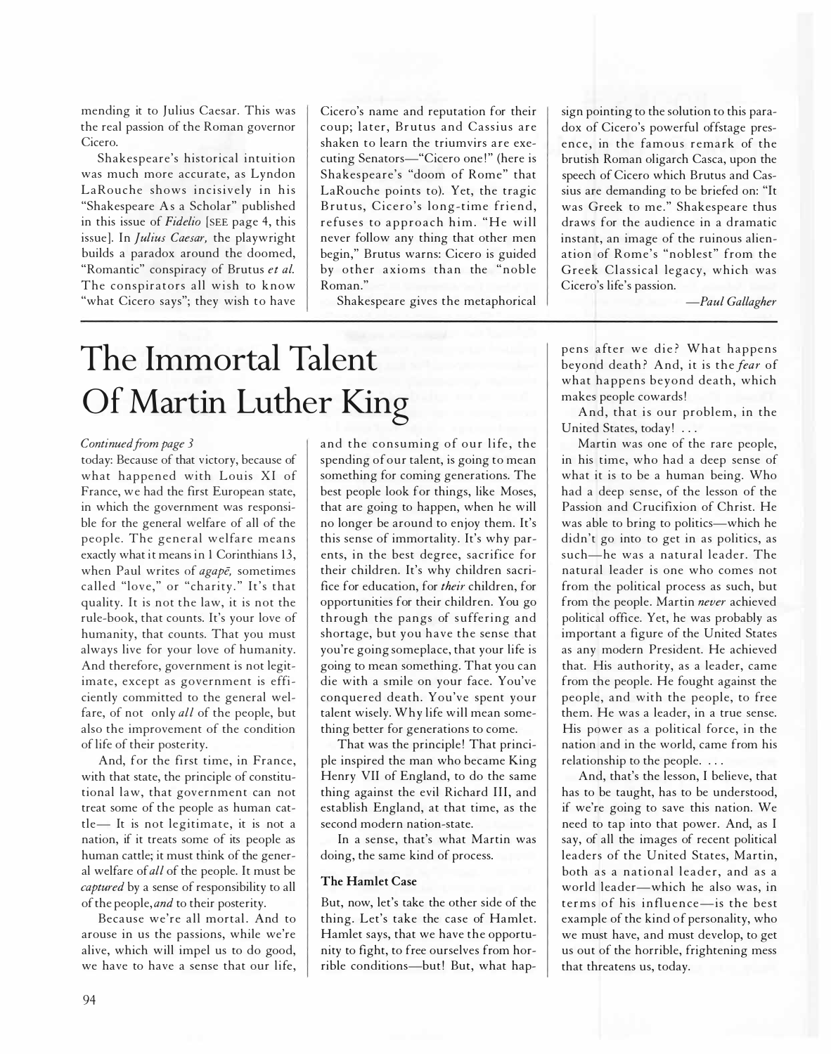mending it to Julius Caesar. This was the real passion of the Roman governor Cicero.

Shakespeare's historical intuition was much more accurate, as Lyndon LaRouche shows incisively in his "Shakespeare As a Scholar" published in this issue of *Fidelio* [SEE page 4, this issue]. In *Julius Caesar,* the playwright builds a paradox around the doomed, "Romantic" conspiracy of Brutus *et al.* The conspirators all wish to know "what Cicero says"; they wish to have Cicero's name and reputation for their coup; later, Brutus and Cassius are shaken to learn the triumvirs are executing Senators—"Cicero one!" (here is Shakespeare's "doom of Rome" that LaRouche points to). Yet, the tragic Brutus, Cicero's long-time friend, refuses to approach him. "He will never follow any thing that other men begin," Brutus warns: Cicero is guided by other axioms than the "noble Roman."

Shakespeare gives the metaphorical sign pointing to the solution to this paradox of Cicero's powerful offstage presence, in the famous remark of the brutish Roman oligarch Casca, upon the speech of Cicero which Brutus and Cassius are demanding to be briefed on: "It was Greek to me." Shakespeare thus draws for the audience in a dramatic instant, an image of the ruinous alienation of Rome's "noblest" from the Greek Classical legacy, which was Cicero's life's passion.

—*Paul Gallagher*

# The Immortal Talent Of Martin Luther King

*Continued from page 3*

today: Because of that victory, because of what happened with Louis XI of France, we had the first European state, in which the government was responsible for the general welfare of all of the people. The general welfare means exactly what it means in 1 Corinthians 13, when Paul writes of *agapē,* sometimes called "love," or "charity." It's that quality. It is not the law, it is not the rule-book, that counts. It's your love of humanity, that counts. That you must always live for your love of humanity. And therefore, government is not legitimate, except as government is efficiently committed to the general welfare, of not only *all* of the people, but also the improvement of the condition of life of their posterity.

And, for the first time, in France, with that state, the principle of constitutional law, that government can not treat some of the people as human cattle— It is not legitimate, it is not a nation, if it treats some of its people as human cattle; it must think of the general welfare of *all* of the people. It must be *captured* by a sense of responsibility to all of the people, *and* to their posterity.

Because we're all mortal. And to arouse in us the passions, while we're alive, which will impel us to do good, we have to have a sense that our life, and the consuming of our life, the spending of our talent, is going to mean something for coming generations. The best people look for things, like Moses, that are going to happen, when he will no longer be around to enjoy them. It's this sense of immortality. It's why parents, in the best degree, sacrifice for their children. It's why children sacrifice for education, for *their* children, for opportunities for their children. You go through the pangs of suffering and shortage, but you have the sense that you're going someplace, that your life is going to mean something. That you can die with a smile on your face. You've conquered death. You've spent your talent wisely. Why life will mean something better for generations to come.

That was the principle! That principle inspired the man who became King Henry VII of England, to do the same thing against the evil Richard III, and establish England, at that time, as the second modern nation-state.

In a sense, that's what Martin was doing, the same kind of process.

### The Hamlet Case

But, now, let's take the other side of the thing. Let's take the case of Hamlet. Hamlet says, that we have the opportunity to fight, to free ourselves from horrible conditions—but! But, what happens after we die? What happens beyond death? And, it is the *fear* of what happens beyond death, which makes people cowards!

And, that is our problem, in the United States, today! . . .

Martin was one of the rare people, in his time, who had a deep sense of what it is to be a human being. Who had a deep sense, of the lesson of the Passion and Crucifixion of Christ. He was able to bring to politics—which he didn't go into to get in as politics, as such—he was a natural leader. The natural leader is one who comes not from the political process as such, but from the people. Martin *never* achieved political office. Yet, he was probably as important a figure of the United States as any modern President. He achieved that. His authority, as a leader, came from the people. He fought against the people, and with the people, to free them. He was a leader, in a true sense. His power as a political force, in the nation and in the world, came from his relationship to the people. . . .

And, that's the lesson, I believe, that has to be taught, has to be understood, if we're going to save this nation. We need to tap into that power. And, as I say, of all the images of recent political leaders of the United States, Martin, both as a national leader, and as a world leader—which he also was, in terms of his influence—is the best example of the kind of personality, who we must have, and must develop, to get us out of the horrible, frightening mess that threatens us, today.